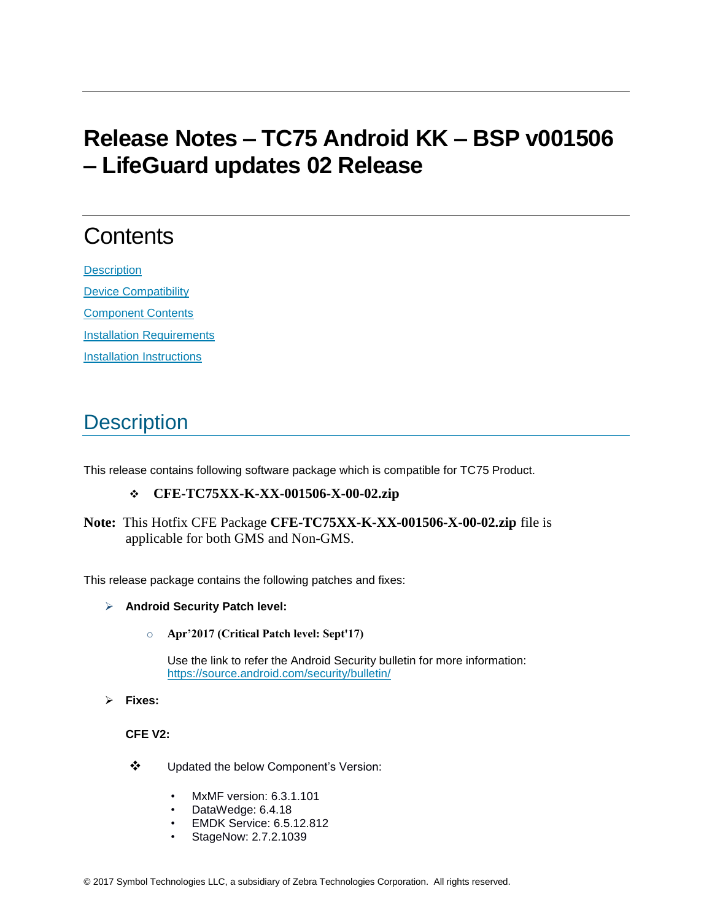# Release Notes – TC75 Android KK – BSP v001506 – LifeGuard updates 02 Release

## Contents

[Description](#description)

[Device Compatibility](#device-compatibility)

[Component Contents](#component-contents)

[Installation Requirements](#installation-requirements)

[Installation Instructions](#installation-instructions)

## Description

This release contains following software package which is compatible for TC75 Product.

- **CFE-TC75XX-K-XX-001506-X-00-02.zip**

**Note:** This Hotfix CFE Package **CFE-TC75XX-K-XX-001506-X-00-02.zip** file is applicable for both GMS and Non-GMS.

This release package contains the following patches and fixes:

- **Android Security Patch level:**
  - **Apr'2017 (Critical Patch level: Sept'17)**

    Use the link to refer the Android Security bulletin for more information: https://source.android.com/security/bulletin/

- **Fixes:**

  **CFE V2:**

  - Updated the below Component's Version:
    - MxMF version: 6.3.1.101
    - DataWedge: 6.4.18
    - EMDK Service: 6.5.12.812
    - StageNow: 2.7.2.1039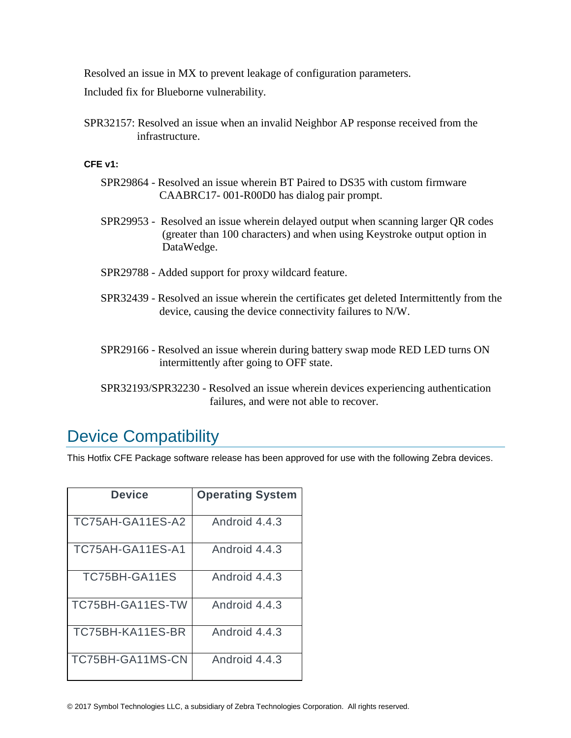Resolved an issue in MX to prevent leakage of configuration parameters.

Included fix for Blueborne vulnerability.

SPR32157: Resolved an issue when an invalid Neighbor AP response received from the infrastructure.

**CFE v1:**

- SPR29864 - Resolved an issue wherein BT Paired to DS35 with custom firmware CAABRC17- 001-R00D0 has dialog pair prompt.
- SPR29953 - Resolved an issue wherein delayed output when scanning larger QR codes (greater than 100 characters) and when using Keystroke output option in DataWedge.
- SPR29788 - Added support for proxy wildcard feature.
- SPR32439 - Resolved an issue wherein the certificates get deleted Intermittently from the device, causing the device connectivity failures to N/W.
- SPR29166 - Resolved an issue wherein during battery swap mode RED LED turns ON intermittently after going to OFF state.
- SPR32193/SPR32230 - Resolved an issue wherein devices experiencing authentication failures, and were not able to recover.

## Device Compatibility

This Hotfix CFE Package software release has been approved for use with the following Zebra devices.

| Device | Operating System |
|---|---|
| TC75AH-GA11ES-A2 | Android 4.4.3 |
| TC75AH-GA11ES-A1 | Android 4.4.3 |
| TC75BH-GA11ES | Android 4.4.3 |
| TC75BH-GA11ES-TW | Android 4.4.3 |
| TC75BH-KA11ES-BR | Android 4.4.3 |
| TC75BH-GA11MS-CN | Android 4.4.3 |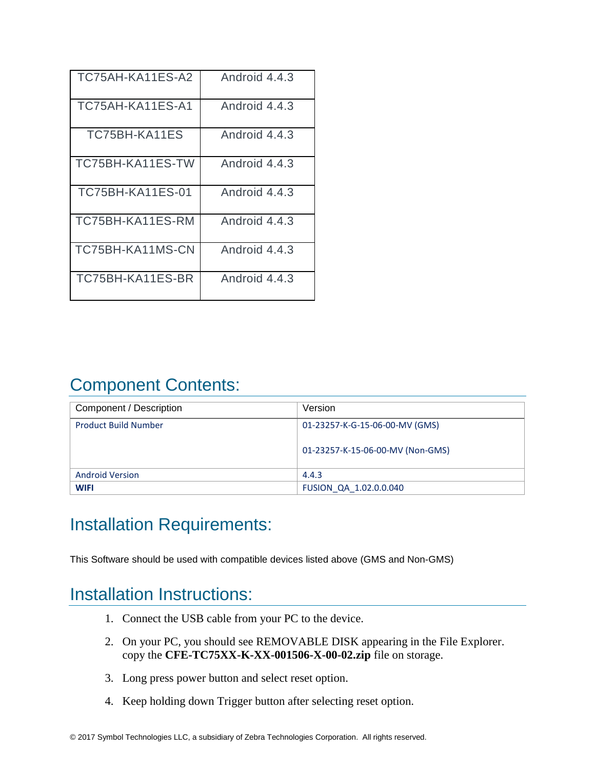| TC75AH-KA11ES-A2 | Android 4.4.3 |
|---|---|
| TC75AH-KA11ES-A1 | Android 4.4.3 |
| TC75BH-KA11ES | Android 4.4.3 |
| TC75BH-KA11ES-TW | Android 4.4.3 |
| TC75BH-KA11ES-01 | Android 4.4.3 |
| TC75BH-KA11ES-RM | Android 4.4.3 |
| TC75BH-KA11MS-CN | Android 4.4.3 |
| TC75BH-KA11ES-BR | Android 4.4.3 |

## Component Contents:

| Component / Description | Version |
|---|---|
| Product Build Number | 01-23257-K-G-15-06-00-MV (GMS)<br><br>01-23257-K-15-06-00-MV (Non-GMS) |
| Android Version | 4.4.3 |
| **WIFI** | FUSION_QA_1.02.0.0.040 |

## Installation Requirements:

This Software should be used with compatible devices listed above (GMS and Non-GMS)

## Installation Instructions:

1. Connect the USB cable from your PC to the device.
2. On your PC, you should see REMOVABLE DISK appearing in the File Explorer. copy the **CFE-TC75XX-K-XX-001506-X-00-02.zip** file on storage.
3. Long press power button and select reset option.
4. Keep holding down Trigger button after selecting reset option.

© 2017 Symbol Technologies LLC, a subsidiary of Zebra Technologies Corporation. All rights reserved.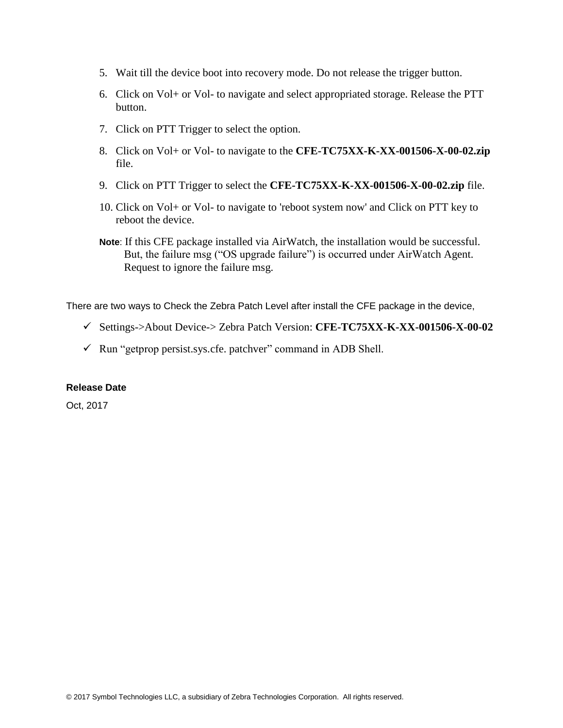5. Wait till the device boot into recovery mode. Do not release the trigger button.
6. Click on Vol+ or Vol- to navigate and select appropriated storage. Release the PTT button.
7. Click on PTT Trigger to select the option.
8. Click on Vol+ or Vol- to navigate to the **CFE-TC75XX-K-XX-001506-X-00-02.zip** file.
9. Click on PTT Trigger to select the **CFE-TC75XX-K-XX-001506-X-00-02.zip** file.
10. Click on Vol+ or Vol- to navigate to 'reboot system now' and Click on PTT key to reboot the device.

**Note**: If this CFE package installed via AirWatch, the installation would be successful. But, the failure msg ("OS upgrade failure") is occurred under AirWatch Agent. Request to ignore the failure msg.

There are two ways to Check the Zebra Patch Level after install the CFE package in the device,

- ✓ Settings->About Device-> Zebra Patch Version: **CFE-TC75XX-K-XX-001506-X-00-02**
- ✓ Run "getprop persist.sys.cfe. patchver" command in ADB Shell.

**Release Date**

Oct, 2017

© 2017 Symbol Technologies LLC, a subsidiary of Zebra Technologies Corporation. All rights reserved.